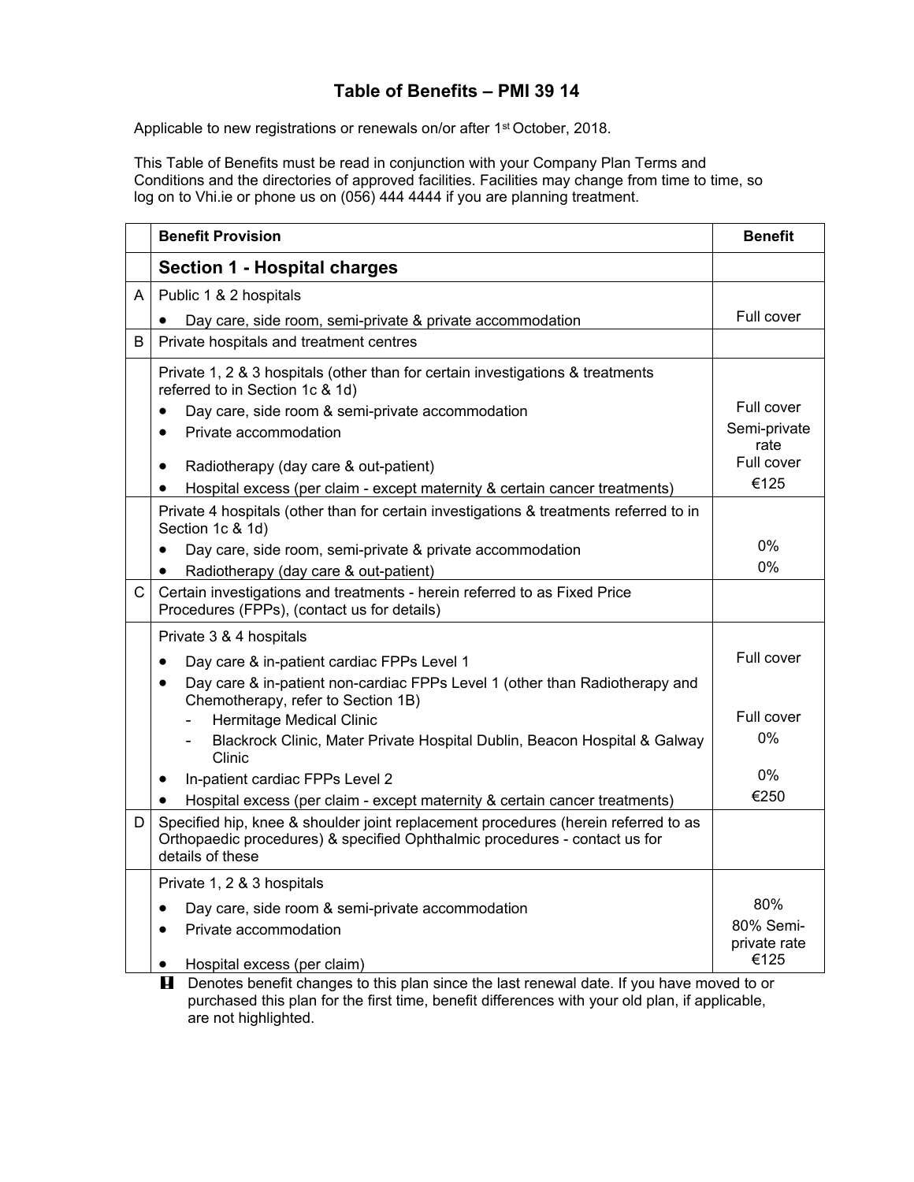# Table of Benefits – PMI 39 14

Applicable to new registrations or renewals on/or after 1st October, 2018.

This Table of Benefits must be read in conjunction with your Company Plan Terms and Conditions and the directories of approved facilities. Facilities may change from time to time, so log on to Vhi.ie or phone us on (056) 444 4444 if you are planning treatment.

| | Benefit Provision | Benefit |
|---|---|---|
| | **Section 1 - Hospital charges** | |
| A | Public 1 & 2 hospitals | |
| | • Day care, side room, semi-private & private accommodation | Full cover |
| B | Private hospitals and treatment centres | |
| | Private 1, 2 & 3 hospitals (other than for certain investigations & treatments referred to in Section 1c & 1d) | |
| | • Day care, side room & semi-private accommodation | Full cover |
| | • Private accommodation | Semi-private rate |
| | • Radiotherapy (day care & out-patient) | Full cover |
| | • Hospital excess (per claim - except maternity & certain cancer treatments) | €125 |
| | Private 4 hospitals (other than for certain investigations & treatments referred to in Section 1c & 1d) | |
| | • Day care, side room, semi-private & private accommodation | 0% |
| | • Radiotherapy (day care & out-patient) | 0% |
| C | Certain investigations and treatments - herein referred to as Fixed Price Procedures (FPPs), (contact us for details) | |
| | Private 3 & 4 hospitals | |
| | • Day care & in-patient cardiac FPPs Level 1 | Full cover |
| | • Day care & in-patient non-cardiac FPPs Level 1 (other than Radiotherapy and Chemotherapy, refer to Section 1B) | |
| | - Hermitage Medical Clinic | Full cover |
| | - Blackrock Clinic, Mater Private Hospital Dublin, Beacon Hospital & Galway Clinic | 0% |
| | • In-patient cardiac FPPs Level 2 | 0% |
| | • Hospital excess (per claim - except maternity & certain cancer treatments) | €250 |
| D | Specified hip, knee & shoulder joint replacement procedures (herein referred to as Orthopaedic procedures) & specified Ophthalmic procedures - contact us for details of these | |
| | Private 1, 2 & 3 hospitals | |
| | • Day care, side room & semi-private accommodation | 80% |
| | • Private accommodation | 80% Semi-private rate |
| | • Hospital excess (per claim) | €125 |

**!** Denotes benefit changes to this plan since the last renewal date. If you have moved to or purchased this plan for the first time, benefit differences with your old plan, if applicable, are not highlighted.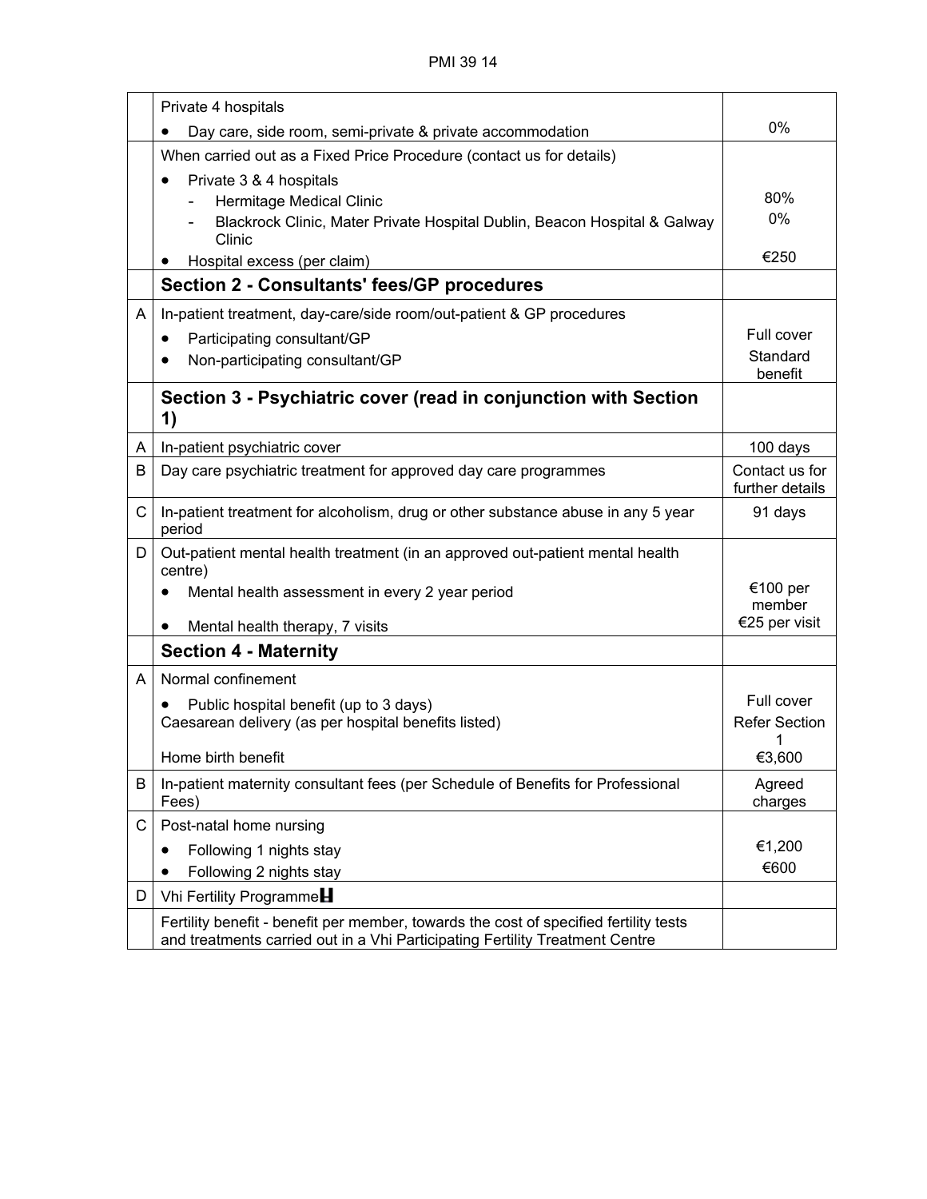| | | |
|---|---|---|
| | Private 4 hospitals<br>• Day care, side room, semi-private & private accommodation | 0% |
| | When carried out as a Fixed Price Procedure (contact us for details)<br>• Private 3 & 4 hospitals<br>- Hermitage Medical Clinic<br>- Blackrock Clinic, Mater Private Hospital Dublin, Beacon Hospital & Galway Clinic<br>• Hospital excess (per claim) | <br><br>80%<br>0%<br><br>€250 |
| | **Section 2 - Consultants' fees/GP procedures** | |
| A | In-patient treatment, day-care/side room/out-patient & GP procedures<br>• Participating consultant/GP<br>• Non-participating consultant/GP | <br>Full cover<br>Standard benefit |
| | **Section 3 - Psychiatric cover (read in conjunction with Section 1)** | |
| A | In-patient psychiatric cover | 100 days |
| B | Day care psychiatric treatment for approved day care programmes | Contact us for further details |
| C | In-patient treatment for alcoholism, drug or other substance abuse in any 5 year period | 91 days |
| D | Out-patient mental health treatment (in an approved out-patient mental health centre)<br>• Mental health assessment in every 2 year period<br>• Mental health therapy, 7 visits | <br>€100 per member<br>€25 per visit |
| | **Section 4 - Maternity** | |
| A | Normal confinement<br>• Public hospital benefit (up to 3 days)<br>Caesarean delivery (as per hospital benefits listed)<br>Home birth benefit | <br>Full cover<br>Refer Section 1<br>€3,600 |
| B | In-patient maternity consultant fees (per Schedule of Benefits for Professional Fees) | Agreed charges |
| C | Post-natal home nursing<br>• Following 1 nights stay<br>• Following 2 nights stay | <br>€1,200<br>€600 |
| D | Vhi Fertility Programme | |
| | Fertility benefit - benefit per member, towards the cost of specified fertility tests and treatments carried out in a Vhi Participating Fertility Treatment Centre | |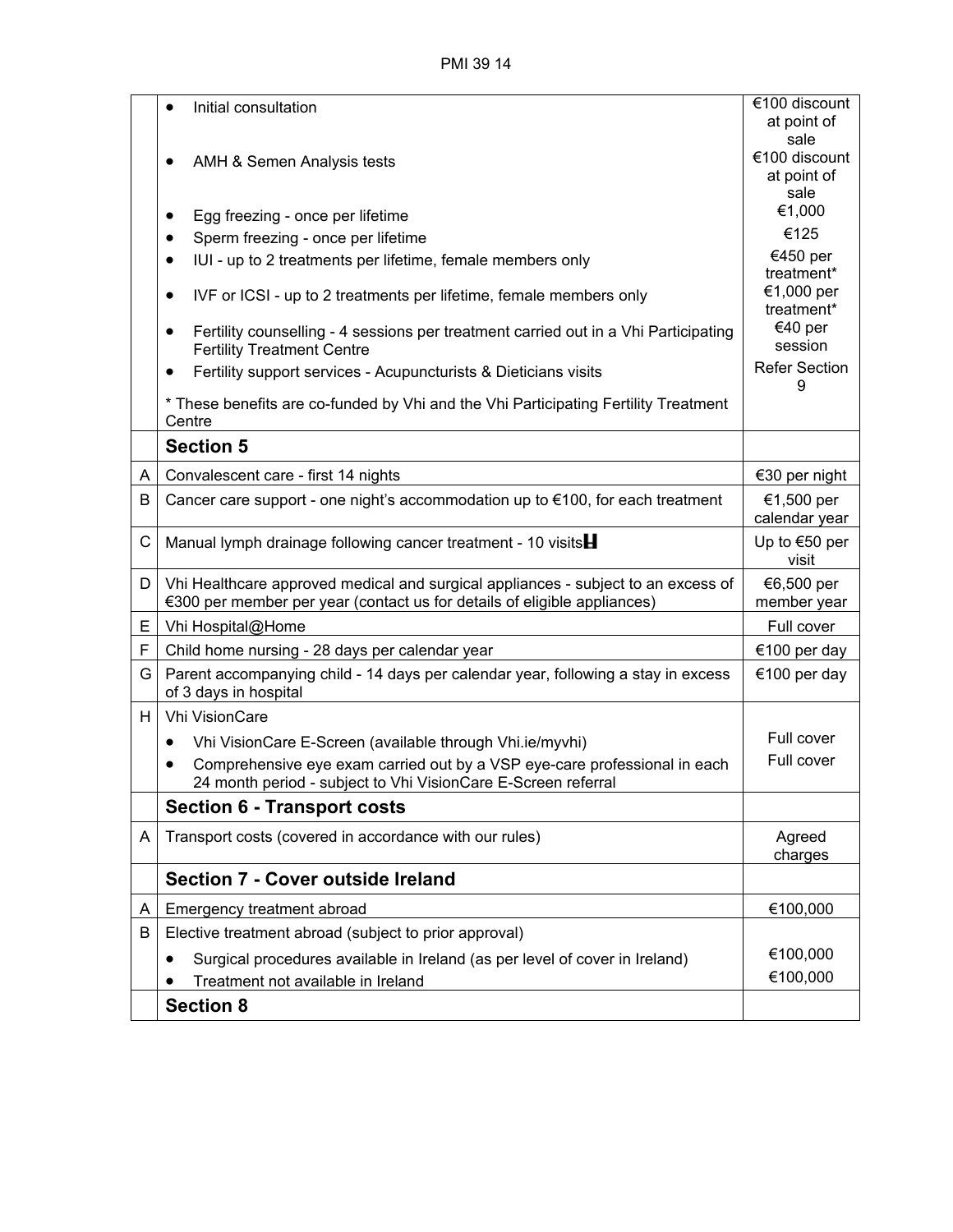| | | |
|---|---|---|
| | • Initial consultation | €100 discount at point of sale |
| | • AMH & Semen Analysis tests | €100 discount at point of sale |
| | • Egg freezing - once per lifetime | €1,000 |
| | • Sperm freezing - once per lifetime | €125 |
| | • IUI - up to 2 treatments per lifetime, female members only | €450 per treatment* |
| | • IVF or ICSI - up to 2 treatments per lifetime, female members only | €1,000 per treatment* |
| | • Fertility counselling - 4 sessions per treatment carried out in a Vhi Participating Fertility Treatment Centre | €40 per session |
| | • Fertility support services - Acupuncturists & Dieticians visits | Refer Section 9 |
| | * These benefits are co-funded by Vhi and the Vhi Participating Fertility Treatment Centre | |
| | **Section 5** | |
| A | Convalescent care - first 14 nights | €30 per night |
| B | Cancer care support - one night's accommodation up to €100, for each treatment | €1,500 per calendar year |
| C | Manual lymph drainage following cancer treatment - 10 visits | Up to €50 per visit |
| D | Vhi Healthcare approved medical and surgical appliances - subject to an excess of €300 per member per year (contact us for details of eligible appliances) | €6,500 per member year |
| E | Vhi Hospital@Home | Full cover |
| F | Child home nursing - 28 days per calendar year | €100 per day |
| G | Parent accompanying child - 14 days per calendar year, following a stay in excess of 3 days in hospital | €100 per day |
| H | Vhi VisionCare | |
| | • Vhi VisionCare E-Screen (available through Vhi.ie/myvhi) | Full cover |
| | • Comprehensive eye exam carried out by a VSP eye-care professional in each 24 month period - subject to Vhi VisionCare E-Screen referral | Full cover |
| | **Section 6 - Transport costs** | |
| A | Transport costs (covered in accordance with our rules) | Agreed charges |
| | **Section 7 - Cover outside Ireland** | |
| A | Emergency treatment abroad | €100,000 |
| B | Elective treatment abroad (subject to prior approval) | |
| | • Surgical procedures available in Ireland (as per level of cover in Ireland) | €100,000 |
| | • Treatment not available in Ireland | €100,000 |
| | **Section 8** | |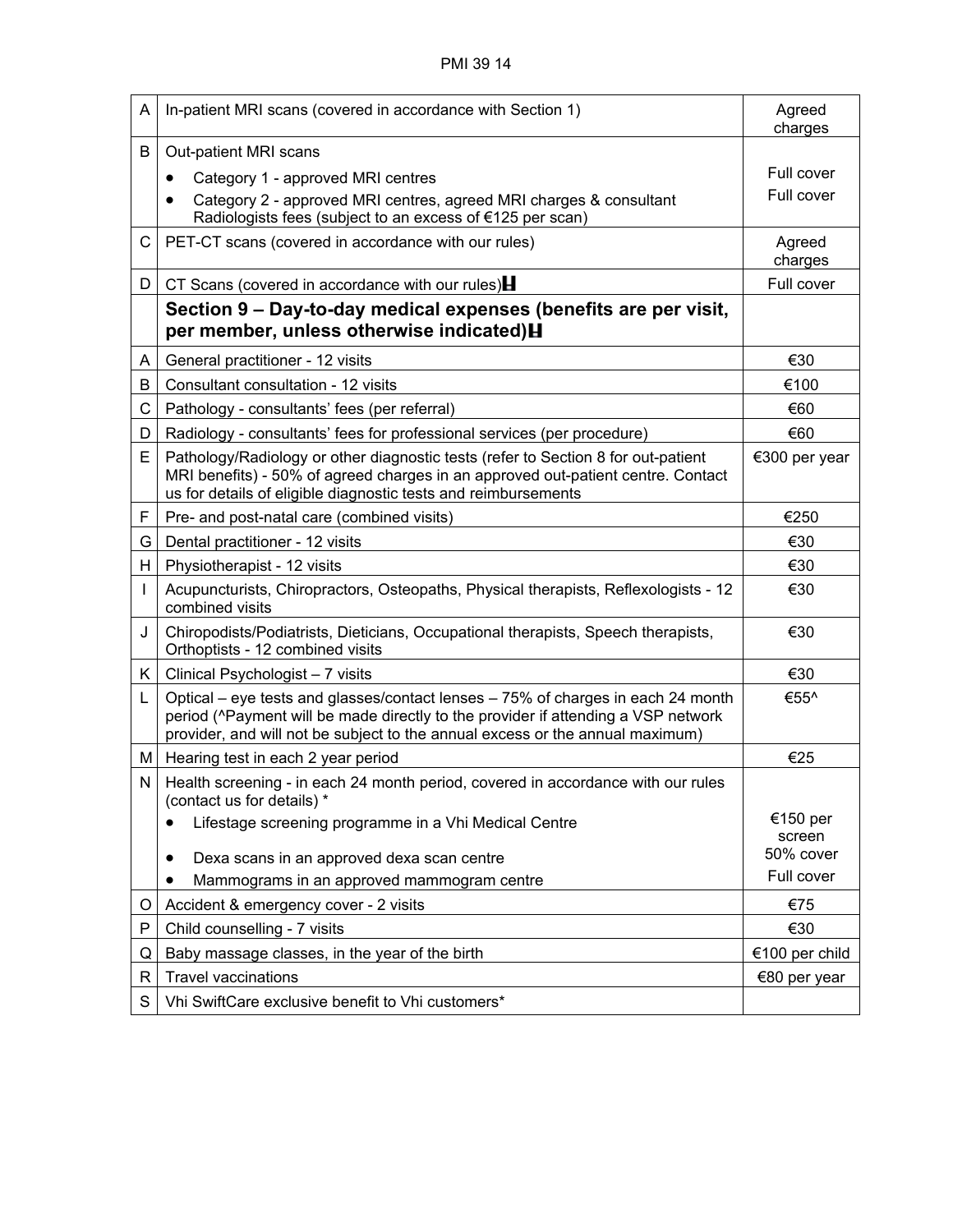| | | |
|---|---|---|
| A | In-patient MRI scans (covered in accordance with Section 1) | Agreed charges |
| B | Out-patient MRI scans<br>• Category 1 - approved MRI centres<br>• Category 2 - approved MRI centres, agreed MRI charges & consultant Radiologists fees (subject to an excess of €125 per scan) | <br>Full cover<br>Full cover |
| C | PET-CT scans (covered in accordance with our rules) | Agreed charges |
| D | CT Scans (covered in accordance with our rules)H | Full cover |
| | **Section 9 – Day-to-day medical expenses (benefits are per visit, per member, unless otherwise indicated)H** | |
| A | General practitioner - 12 visits | €30 |
| B | Consultant consultation - 12 visits | €100 |
| C | Pathology - consultants' fees (per referral) | €60 |
| D | Radiology - consultants' fees for professional services (per procedure) | €60 |
| E | Pathology/Radiology or other diagnostic tests (refer to Section 8 for out-patient MRI benefits) - 50% of agreed charges in an approved out-patient centre. Contact us for details of eligible diagnostic tests and reimbursements | €300 per year |
| F | Pre- and post-natal care (combined visits) | €250 |
| G | Dental practitioner - 12 visits | €30 |
| H | Physiotherapist - 12 visits | €30 |
| I | Acupuncturists, Chiropractors, Osteopaths, Physical therapists, Reflexologists - 12 combined visits | €30 |
| J | Chiropodists/Podiatrists, Dieticians, Occupational therapists, Speech therapists, Orthoptists - 12 combined visits | €30 |
| K | Clinical Psychologist – 7 visits | €30 |
| L | Optical – eye tests and glasses/contact lenses – 75% of charges in each 24 month period (^Payment will be made directly to the provider if attending a VSP network provider, and will not be subject to the annual excess or the annual maximum) | €55^ |
| M | Hearing test in each 2 year period | €25 |
| N | Health screening - in each 24 month period, covered in accordance with our rules (contact us for details) *<br>• Lifestage screening programme in a Vhi Medical Centre<br>• Dexa scans in an approved dexa scan centre<br>• Mammograms in an approved mammogram centre | <br>€150 per screen<br>50% cover<br>Full cover |
| O | Accident & emergency cover - 2 visits | €75 |
| P | Child counselling - 7 visits | €30 |
| Q | Baby massage classes, in the year of the birth | €100 per child |
| R | Travel vaccinations | €80 per year |
| S | Vhi SwiftCare exclusive benefit to Vhi customers* | |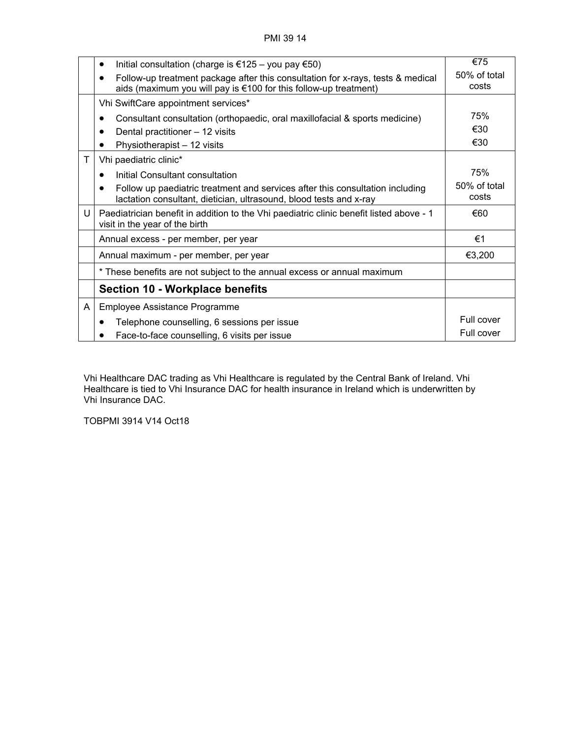| | | |
|---|---|---|
| | • Initial consultation (charge is €125 – you pay €50)<br>• Follow-up treatment package after this consultation for x-rays, tests & medical aids (maximum you will pay is €100 for this follow-up treatment) | €75<br>50% of total costs |
| | Vhi SwiftCare appointment services*<br>• Consultant consultation (orthopaedic, oral maxillofacial & sports medicine)<br>• Dental practitioner – 12 visits<br>• Physiotherapist – 12 visits | <br>75%<br>€30<br>€30 |
| T | Vhi paediatric clinic*<br>• Initial Consultant consultation<br>• Follow up paediatric treatment and services after this consultation including lactation consultant, dietician, ultrasound, blood tests and x-ray | <br>75%<br>50% of total costs |
| U | Paediatrician benefit in addition to the Vhi paediatric clinic benefit listed above - 1 visit in the year of the birth | €60 |
| | Annual excess - per member, per year | €1 |
| | Annual maximum - per member, per year | €3,200 |
| | * These benefits are not subject to the annual excess or annual maximum | |
| | **Section 10 - Workplace benefits** | |
| A | Employee Assistance Programme<br>• Telephone counselling, 6 sessions per issue<br>• Face-to-face counselling, 6 visits per issue | <br>Full cover<br>Full cover |

Vhi Healthcare DAC trading as Vhi Healthcare is regulated by the Central Bank of Ireland. Vhi Healthcare is tied to Vhi Insurance DAC for health insurance in Ireland which is underwritten by Vhi Insurance DAC.

TOBPMI 3914 V14 Oct18